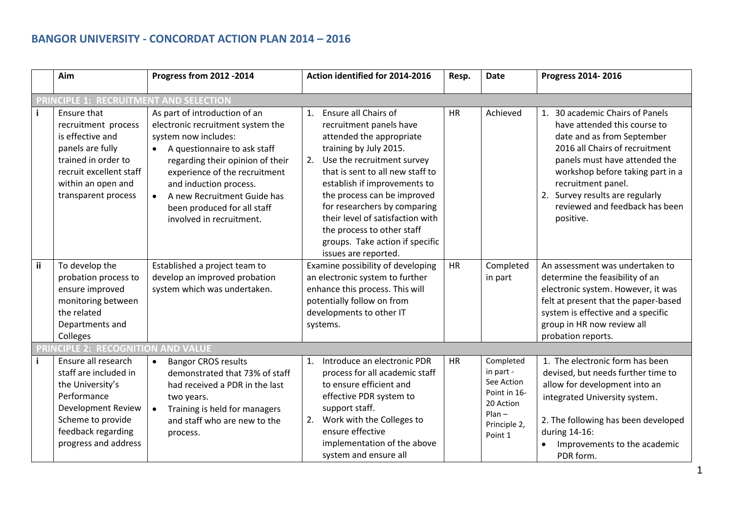# BANGOR UNIVERSITY - CONCORDAT ACTION PLAN 2014 – 2016

| | Aim | Progress from 2012 -2014 | Action identified for 2014-2016 | Resp. | Date | Progress 2014- 2016 |
|---|---|---|---|---|---|---|
| **PRINCIPLE 1: RECRUITMENT AND SELECTION** | | | | | | |
| i | Ensure that recruitment process is effective and panels are fully trained in order to recruit excellent staff within an open and transparent process | As part of introduction of an electronic recruitment system the system now includes:<br>• A questionnaire to ask staff regarding their opinion of their experience of the recruitment and induction process.<br>• A new Recruitment Guide has been produced for all staff involved in recruitment. | 1. Ensure all Chairs of recruitment panels have attended the appropriate training by July 2015.<br>2. Use the recruitment survey that is sent to all new staff to establish if improvements to the process can be improved for researchers by comparing their level of satisfaction with the process to other staff groups. Take action if specific issues are reported. | HR | Achieved | 1. 30 academic Chairs of Panels have attended this course to date and as from September 2016 all Chairs of recruitment panels must have attended the workshop before taking part in a recruitment panel.<br>2. Survey results are regularly reviewed and feedback has been positive. |
| ii | To develop the probation process to ensure improved monitoring between the related Departments and Colleges | Established a project team to develop an improved probation system which was undertaken. | Examine possibility of developing an electronic system to further enhance this process. This will potentially follow on from developments to other IT systems. | HR | Completed in part | An assessment was undertaken to determine the feasibility of an electronic system. However, it was felt at present that the paper-based system is effective and a specific group in HR now review all probation reports. |
| **PRINCIPLE 2: RECOGNITION AND VALUE** | | | | | | |
| i | Ensure all research staff are included in the University's Performance Development Review Scheme to provide feedback regarding progress and address | • Bangor CROS results demonstrated that 73% of staff had received a PDR in the last two years.<br>• Training is held for managers and staff who are new to the process. | 1. Introduce an electronic PDR process for all academic staff to ensure efficient and effective PDR system to support staff.<br>2. Work with the Colleges to ensure effective implementation of the above system and ensure all | HR | Completed in part - See Action Point in 16-20 Action Plan – Principle 2, Point 1 | 1. The electronic form has been devised, but needs further time to allow for development into an integrated University system.<br><br>2. The following has been developed during 14-16:<br>• Improvements to the academic PDR form. |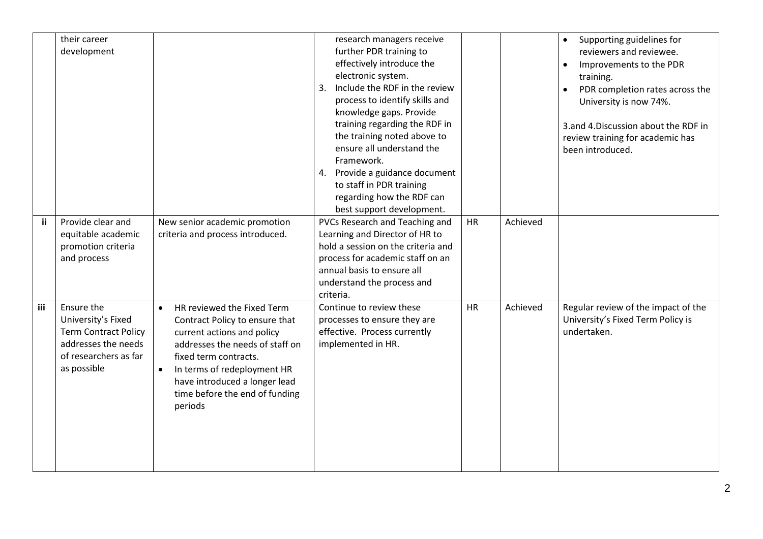| | | | | | | |
|---|---|---|---|---|---|---|
| | their career development | | research managers receive further PDR training to effectively introduce the electronic system.<br>3. Include the RDF in the review process to identify skills and knowledge gaps. Provide training regarding the RDF in the training noted above to ensure all understand the Framework.<br>4. Provide a guidance document to staff in PDR training regarding how the RDF can best support development. | | | • Supporting guidelines for reviewers and reviewee.<br>• Improvements to the PDR training.<br>• PDR completion rates across the University is now 74%.<br><br>3.and 4.Discussion about the RDF in review training for academic has been introduced. |
| **ii** | Provide clear and equitable academic promotion criteria and process | New senior academic promotion criteria and process introduced. | PVCs Research and Teaching and Learning and Director of HR to hold a session on the criteria and process for academic staff on an annual basis to ensure all understand the process and criteria. | HR | Achieved | |
| **iii** | Ensure the University's Fixed Term Contract Policy addresses the needs of researchers as far as possible | • HR reviewed the Fixed Term Contract Policy to ensure that current actions and policy addresses the needs of staff on fixed term contracts.<br>• In terms of redeployment HR have introduced a longer lead time before the end of funding periods | Continue to review these processes to ensure they are effective. Process currently implemented in HR. | HR | Achieved | Regular review of the impact of the University's Fixed Term Policy is undertaken. |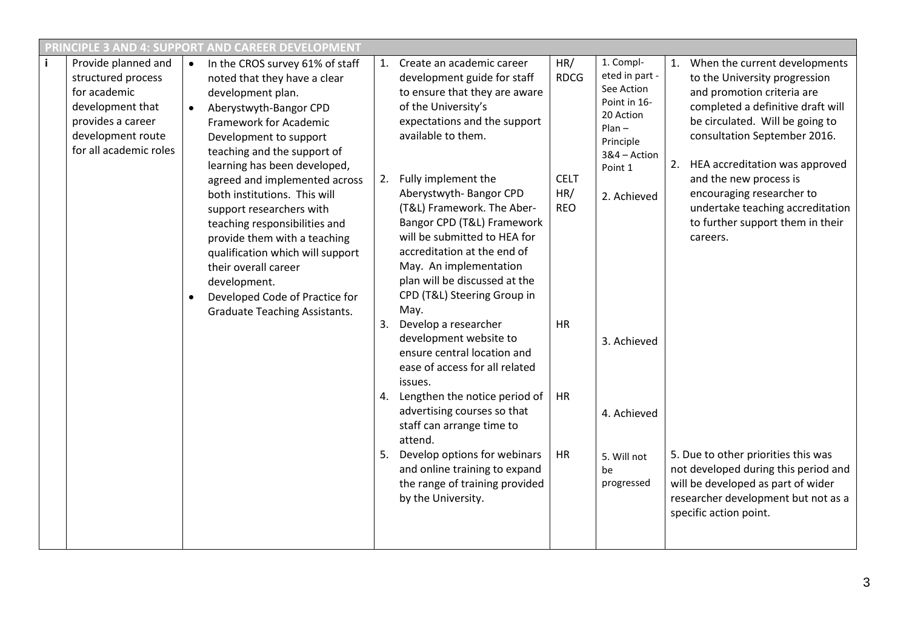| PRINCIPLE 3 AND 4: SUPPORT AND CAREER DEVELOPMENT | | | | | | |
|---|---|---|---|---|---|---|
| i | Provide planned and structured process for academic development that provides a career development route for all academic roles | • In the CROS survey 61% of staff noted that they have a clear development plan.<br>• Aberystwyth-Bangor CPD Framework for Academic Development to support teaching and the support of learning has been developed, agreed and implemented across both institutions. This will support researchers with teaching responsibilities and provide them with a teaching qualification which will support their overall career development.<br>• Developed Code of Practice for Graduate Teaching Assistants. | 1. Create an academic career development guide for staff to ensure that they are aware of the University's expectations and the support available to them. | HR/ RDCG | 1. Completed in part - See Action Point in 16-20 Action Plan – Principle 3&4 – Action Point 1 | 1. When the current developments to the University progression and promotion criteria are completed a definitive draft will be circulated. Will be going to consultation September 2016. |
| | | | 2. Fully implement the Aberystwyth- Bangor CPD (T&L) Framework. The Aber-Bangor CPD (T&L) Framework will be submitted to HEA for accreditation at the end of May. An implementation plan will be discussed at the CPD (T&L) Steering Group in May. | CELT HR/ REO | 2. Achieved | 2. HEA accreditation was approved and the new process is encouraging researcher to undertake teaching accreditation to further support them in their careers. |
| | | | 3. Develop a researcher development website to ensure central location and ease of access for all related issues. | HR | 3. Achieved | |
| | | | 4. Lengthen the notice period of advertising courses so that staff can arrange time to attend. | HR | 4. Achieved | |
| | | | 5. Develop options for webinars and online training to expand the range of training provided by the University. | HR | 5. Will not be progressed | 5. Due to other priorities this was not developed during this period and will be developed as part of wider researcher development but not as a specific action point. |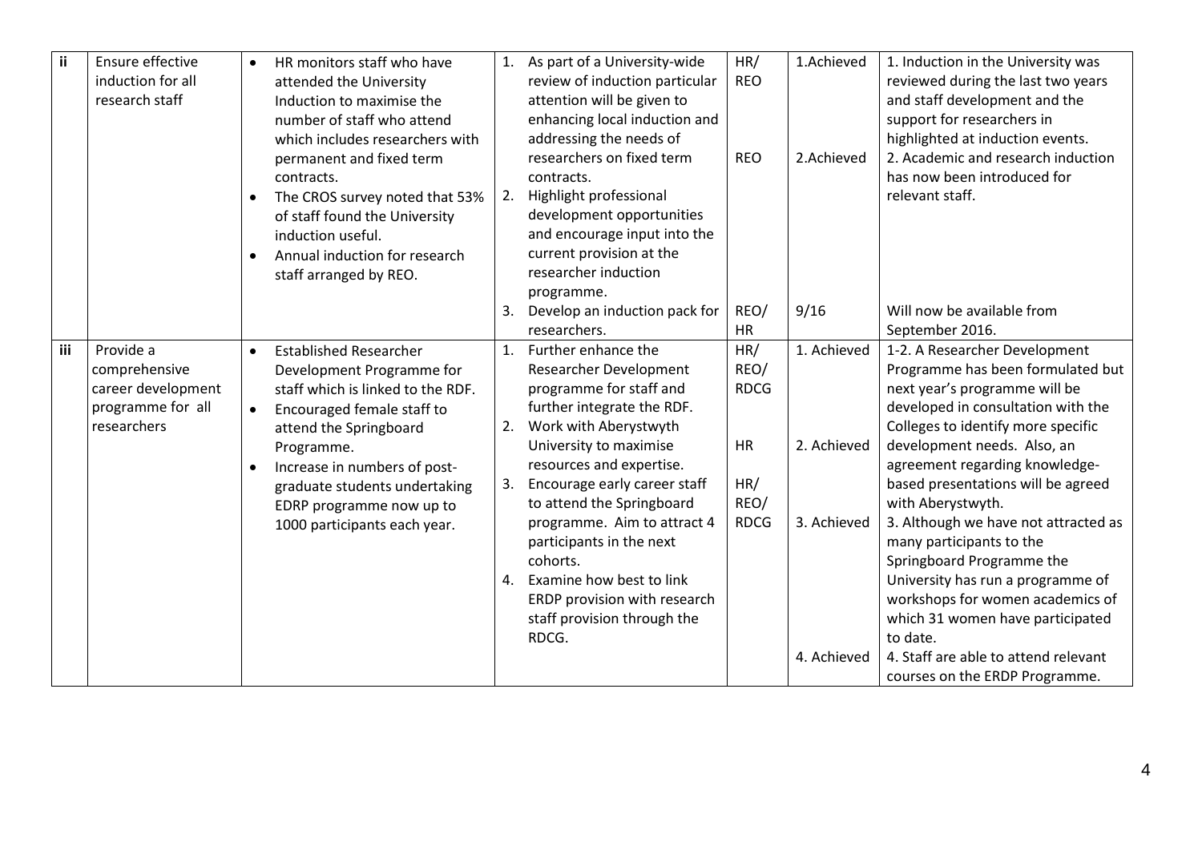| ii | Ensure effective induction for all research staff | • HR monitors staff who have attended the University Induction to maximise the number of staff who attend which includes researchers with permanent and fixed term contracts.<br>• The CROS survey noted that 53% of staff found the University induction useful.<br>• Annual induction for research staff arranged by REO. | 1. As part of a University-wide review of induction particular attention will be given to enhancing local induction and addressing the needs of researchers on fixed term contracts.<br>2. Highlight professional development opportunities and encourage input into the current provision at the researcher induction programme.<br>3. Develop an induction pack for researchers. | HR/ REO<br><br>REO<br><br>REO/ HR | 1.Achieved<br><br>2.Achieved<br><br>9/16 | 1. Induction in the University was reviewed during the last two years and staff development and the support for researchers in highlighted at induction events.<br>2. Academic and research induction has now been introduced for relevant staff.<br><br>Will now be available from September 2016. |
|---|---|---|---|---|---|---|
| iii | Provide a comprehensive career development programme for all researchers | • Established Researcher Development Programme for staff which is linked to the RDF.<br>• Encouraged female staff to attend the Springboard Programme.<br>• Increase in numbers of post-graduate students undertaking EDRP programme now up to 1000 participants each year. | 1. Further enhance the Researcher Development programme for staff and further integrate the RDF.<br>2. Work with Aberystwyth University to maximise resources and expertise.<br>3. Encourage early career staff to attend the Springboard programme. Aim to attract 4 participants in the next cohorts.<br>4. Examine how best to link ERDP provision with research staff provision through the RDCG. | HR/ REO/ RDCG<br><br>HR<br><br>HR/ REO/ RDCG | 1. Achieved<br><br>2. Achieved<br><br>3. Achieved<br><br>4. Achieved | 1-2. A Researcher Development Programme has been formulated but next year's programme will be developed in consultation with the Colleges to identify more specific development needs. Also, an agreement regarding knowledge-based presentations will be agreed with Aberystwyth.<br>3. Although we have not attracted as many participants to the Springboard Programme the University has run a programme of workshops for women academics of which 31 women have participated to date.<br>4. Staff are able to attend relevant courses on the ERDP Programme. |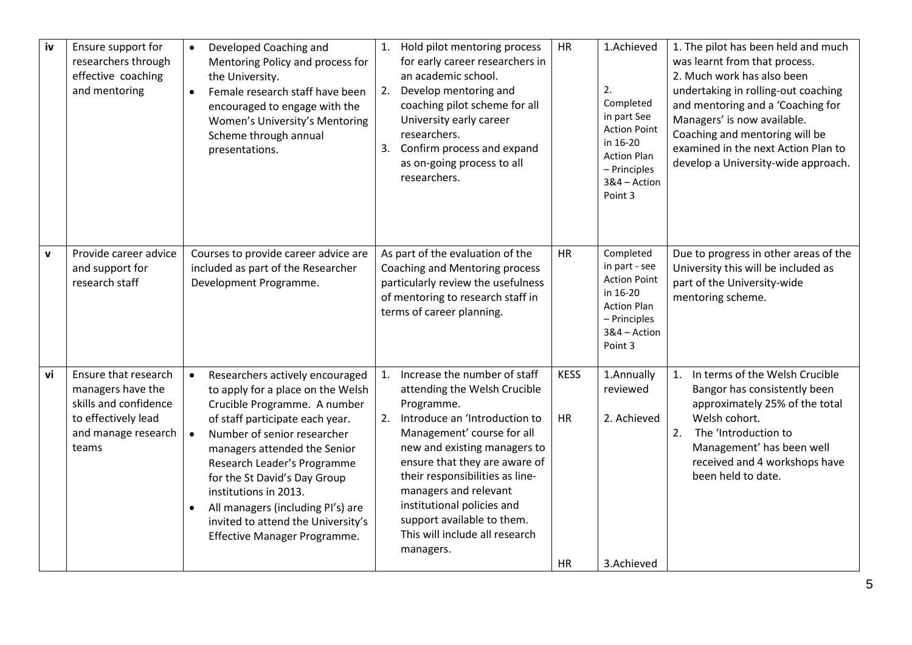| iv | Ensure support for researchers through effective coaching and mentoring | • Developed Coaching and Mentoring Policy and process for the University.<br>• Female research staff have been encouraged to engage with the Women's University's Mentoring Scheme through annual presentations. | 1. Hold pilot mentoring process for early career researchers in an academic school.<br>2. Develop mentoring and coaching pilot scheme for all University early career researchers.<br>3. Confirm process and expand as on-going process to all researchers. | HR | 1.Achieved<br><br>2. Completed in part See Action Point in 16-20 Action Plan – Principles 3&4 – Action Point 3 | 1. The pilot has been held and much was learnt from that process.<br>2. Much work has also been undertaking in rolling-out coaching and mentoring and a 'Coaching for Managers' is now available. Coaching and mentoring will be examined in the next Action Plan to develop a University-wide approach. |
|---|---|---|---|---|---|---|
| v | Provide career advice and support for research staff | Courses to provide career advice are included as part of the Researcher Development Programme. | As part of the evaluation of the Coaching and Mentoring process particularly review the usefulness of mentoring to research staff in terms of career planning. | HR | Completed in part - see Action Point in 16-20 Action Plan – Principles 3&4 – Action Point 3 | Due to progress in other areas of the University this will be included as part of the University-wide mentoring scheme. |
| vi | Ensure that research managers have the skills and confidence to effectively lead and manage research teams | • Researchers actively encouraged to apply for a place on the Welsh Crucible Programme. A number of staff participate each year.<br>• Number of senior researcher managers attended the Senior Research Leader's Programme for the St David's Day Group institutions in 2013.<br>• All managers (including PI's) are invited to attend the University's Effective Manager Programme. | 1. Increase the number of staff attending the Welsh Crucible Programme.<br>2. Introduce an 'Introduction to Management' course for all new and existing managers to ensure that they are aware of their responsibilities as line-managers and relevant institutional policies and support available to them. This will include all research managers. | KESS<br><br>HR<br><br>HR | 1.Annually reviewed<br><br>2. Achieved<br><br>3.Achieved | 1. In terms of the Welsh Crucible Bangor has consistently been approximately 25% of the total Welsh cohort.<br>2. The 'Introduction to Management' has been well received and 4 workshops have been held to date. |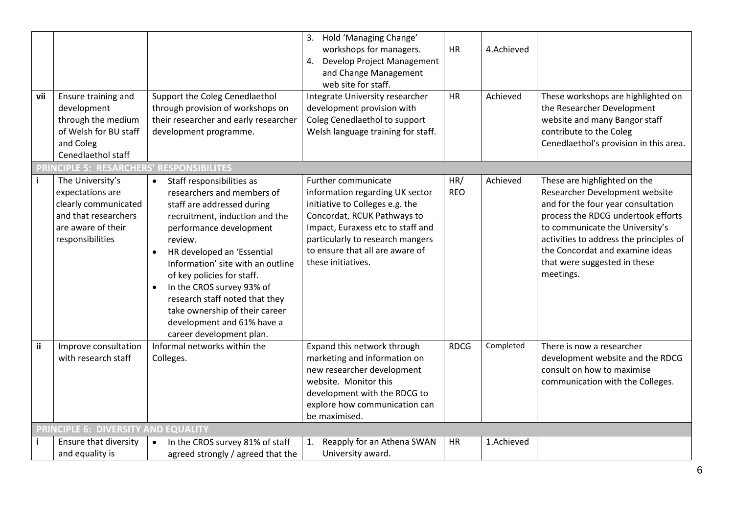| | | | | | | |
|---|---|---|---|---|---|---|
| | | | 3. Hold 'Managing Change' workshops for managers.<br>4. Develop Project Management and Change Management web site for staff. | HR | 4.Achieved | |
| vii | Ensure training and development through the medium of Welsh for BU staff and Coleg Cenedlaethol staff | Support the Coleg Cenedlaethol through provision of workshops on their researcher and early researcher development programme. | Integrate University researcher development provision with Coleg Cenedlaethol to support Welsh language training for staff. | HR | Achieved | These workshops are highlighted on the Researcher Development website and many Bangor staff contribute to the Coleg Cenedlaethol's provision in this area. |
| **PRINCIPLE 5: RESARCHERS' RESPONSIBILITES** | | | | | | |
| i | The University's expectations are clearly communicated and that researchers are aware of their responsibilities | • Staff responsibilities as researchers and members of staff are addressed during recruitment, induction and the performance development review.<br>• HR developed an 'Essential Information' site with an outline of key policies for staff.<br>• In the CROS survey 93% of research staff noted that they take ownership of their career development and 61% have a career development plan. | Further communicate information regarding UK sector initiative to Colleges e.g. the Concordat, RCUK Pathways to Impact, Euraxess etc to staff and particularly to research mangers to ensure that all are aware of these initiatives. | HR/ REO | Achieved | These are highlighted on the Researcher Development website and for the four year consultation process the RDCG undertook efforts to communicate the University's activities to address the principles of the Concordat and examine ideas that were suggested in these meetings. |
| ii | Improve consultation with research staff | Informal networks within the Colleges. | Expand this network through marketing and information on new researcher development website. Monitor this development with the RDCG to explore how communication can be maximised. | RDCG | Completed | There is now a researcher development website and the RDCG consult on how to maximise communication with the Colleges. |
| **PRINCIPLE 6: DIVERSITY AND EQUALITY** | | | | | | |
| i | Ensure that diversity and equality is | • In the CROS survey 81% of staff agreed strongly / agreed that the | 1. Reapply for an Athena SWAN University award. | HR | 1.Achieved | |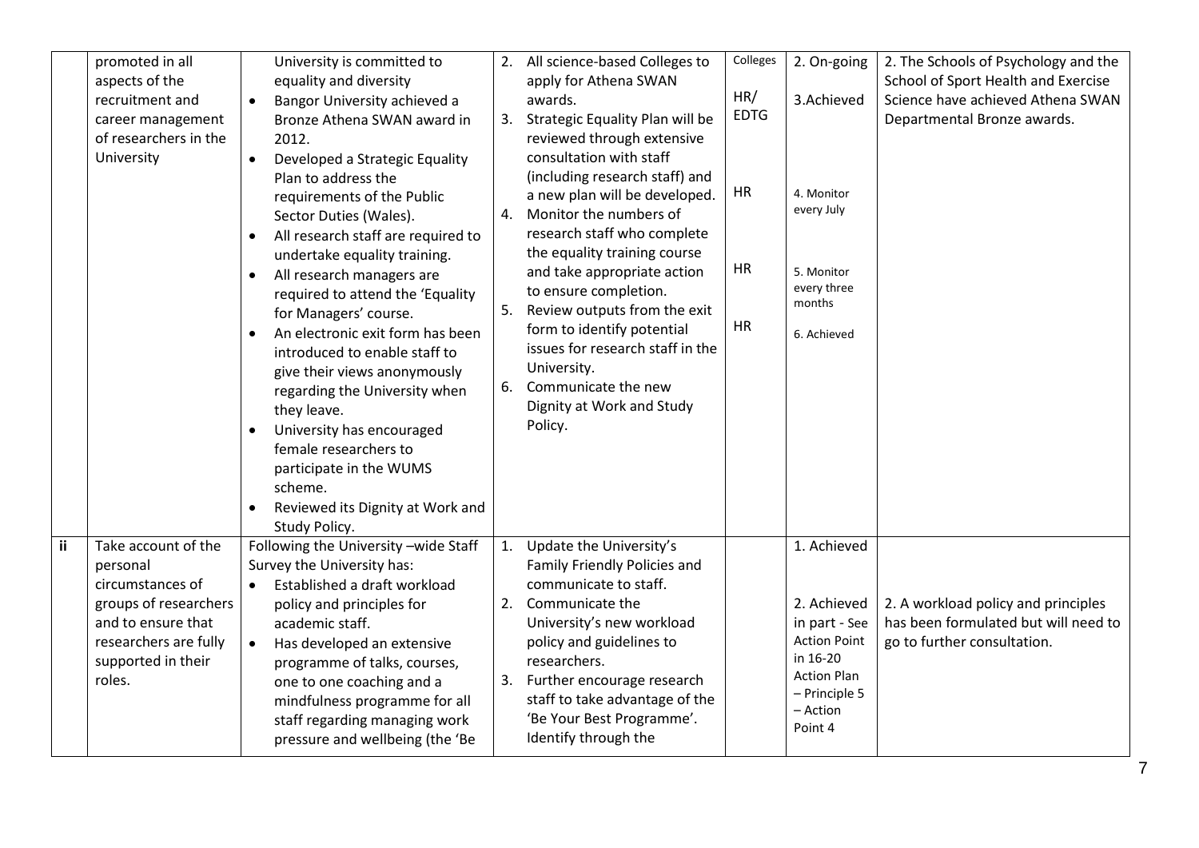|  |  |  |  |  |  |  |
|---|---|---|---|---|---|---|
|  | promoted in all aspects of the recruitment and career management of researchers in the University | University is committed to equality and diversity<br>• Bangor University achieved a Bronze Athena SWAN award in 2012.<br>• Developed a Strategic Equality Plan to address the requirements of the Public Sector Duties (Wales).<br>• All research staff are required to undertake equality training.<br>• All research managers are required to attend the 'Equality for Managers' course.<br>• An electronic exit form has been introduced to enable staff to give their views anonymously regarding the University when they leave.<br>• University has encouraged female researchers to participate in the WUMS scheme.<br>• Reviewed its Dignity at Work and Study Policy. | 2. All science-based Colleges to apply for Athena SWAN awards.<br>3. Strategic Equality Plan will be reviewed through extensive consultation with staff (including research staff) and a new plan will be developed.<br>4. Monitor the numbers of research staff who complete the equality training course and take appropriate action to ensure completion.<br>5. Review outputs from the exit form to identify potential issues for research staff in the University.<br>6. Communicate the new Dignity at Work and Study Policy. | Colleges<br>HR/ EDTG<br>HR<br>HR<br>HR | 2. On-going<br>3.Achieved<br>4. Monitor every July<br>5. Monitor every three months<br>6. Achieved | 2. The Schools of Psychology and the School of Sport Health and Exercise Science have achieved Athena SWAN Departmental Bronze awards. |
| ii | Take account of the personal circumstances of groups of researchers and to ensure that researchers are fully supported in their roles. | Following the University –wide Staff Survey the University has:<br>• Established a draft workload policy and principles for academic staff.<br>• Has developed an extensive programme of talks, courses, one to one coaching and a mindfulness programme for all staff regarding managing work pressure and wellbeing (the 'Be | 1. Update the University's Family Friendly Policies and communicate to staff.<br>2. Communicate the University's new workload policy and guidelines to researchers.<br>3. Further encourage research staff to take advantage of the 'Be Your Best Programme'. Identify through the |  | 1. Achieved<br>2. Achieved in part - See Action Point in 16-20 Action Plan – Principle 5 – Action Point 4 | 2. A workload policy and principles has been formulated but will need to go to further consultation. |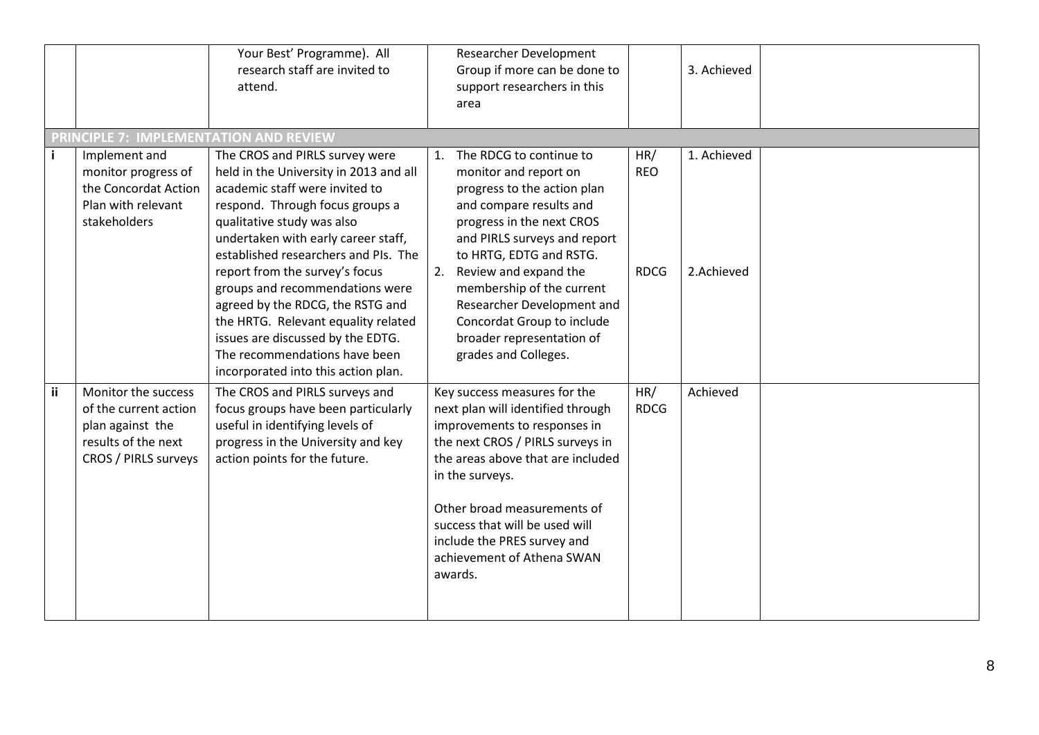|  |  | Your Best' Programme). All research staff are invited to attend. | Researcher Development Group if more can be done to support researchers in this area |  | 3. Achieved |  |
|---|---|---|---|---|---|---|
| **PRINCIPLE 7: IMPLEMENTATION AND REVIEW** | | | | | | |
| i | Implement and monitor progress of the Concordat Action Plan with relevant stakeholders | The CROS and PIRLS survey were held in the University in 2013 and all academic staff were invited to respond. Through focus groups a qualitative study was also undertaken with early career staff, established researchers and PIs. The report from the survey's focus groups and recommendations were agreed by the RDCG, the RSTG and the HRTG. Relevant equality related issues are discussed by the EDTG. The recommendations have been incorporated into this action plan. | 1. The RDCG to continue to monitor and report on progress to the action plan and compare results and progress in the next CROS and PIRLS surveys and report to HRTG, EDTG and RSTG.<br>2. Review and expand the membership of the current Researcher Development and Concordat Group to include broader representation of grades and Colleges. | HR/ REO<br><br>RDCG | 1. Achieved<br><br>2.Achieved |  |
| ii | Monitor the success of the current action plan against the results of the next CROS / PIRLS surveys | The CROS and PIRLS surveys and focus groups have been particularly useful in identifying levels of progress in the University and key action points for the future. | Key success measures for the next plan will identified through improvements to responses in the next CROS / PIRLS surveys in the areas above that are included in the surveys.<br><br>Other broad measurements of success that will be used will include the PRES survey and achievement of Athena SWAN awards. | HR/ RDCG | Achieved |  |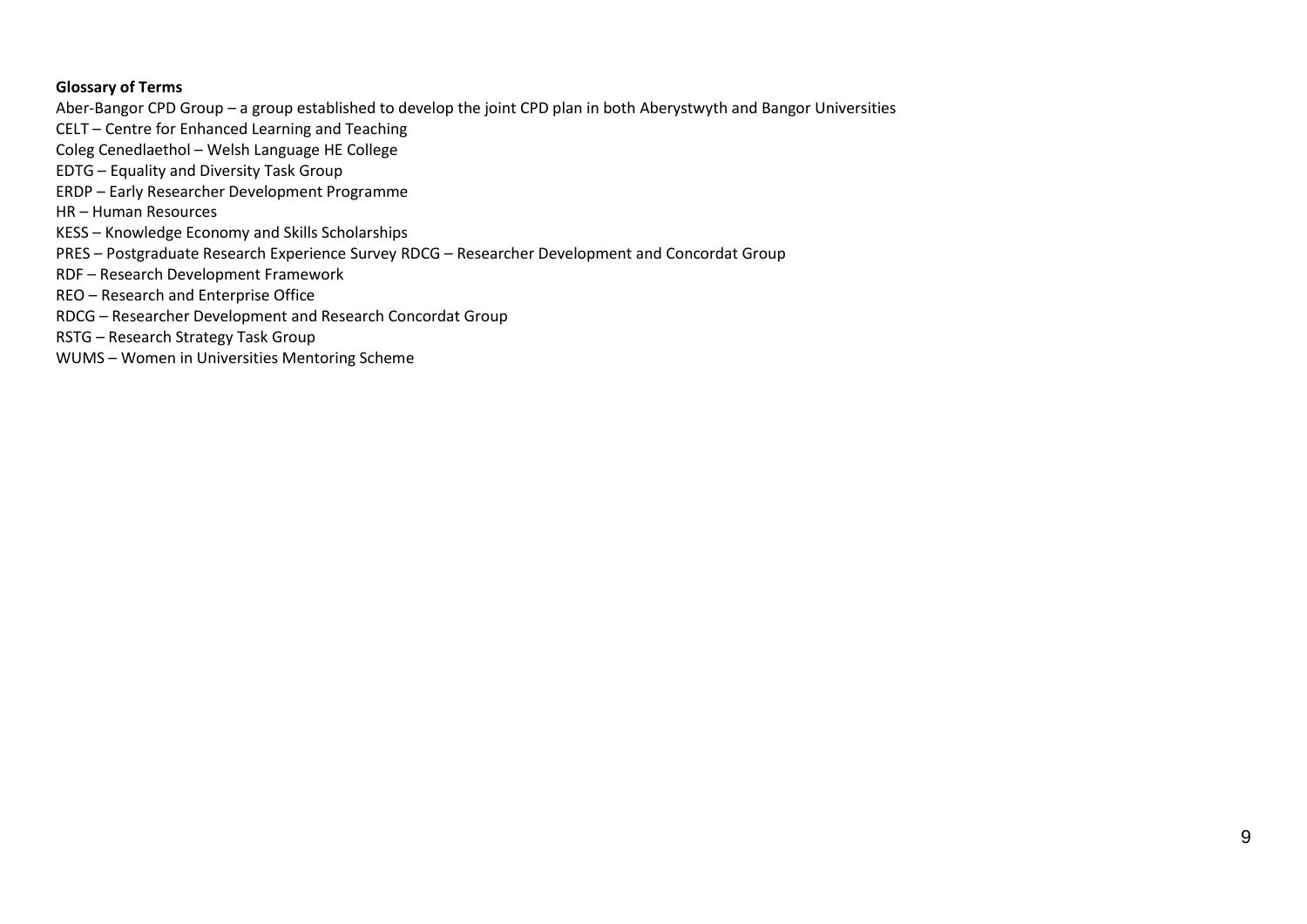**Glossary of Terms**

Aber-Bangor CPD Group – a group established to develop the joint CPD plan in both Aberystwyth and Bangor Universities

CELT – Centre for Enhanced Learning and Teaching

Coleg Cenedlaethol – Welsh Language HE College

EDTG – Equality and Diversity Task Group

ERDP – Early Researcher Development Programme

HR – Human Resources

KESS – Knowledge Economy and Skills Scholarships

PRES – Postgraduate Research Experience Survey RDCG – Researcher Development and Concordat Group

RDF – Research Development Framework

REO – Research and Enterprise Office

RDCG – Researcher Development and Research Concordat Group

RSTG – Research Strategy Task Group

WUMS – Women in Universities Mentoring Scheme